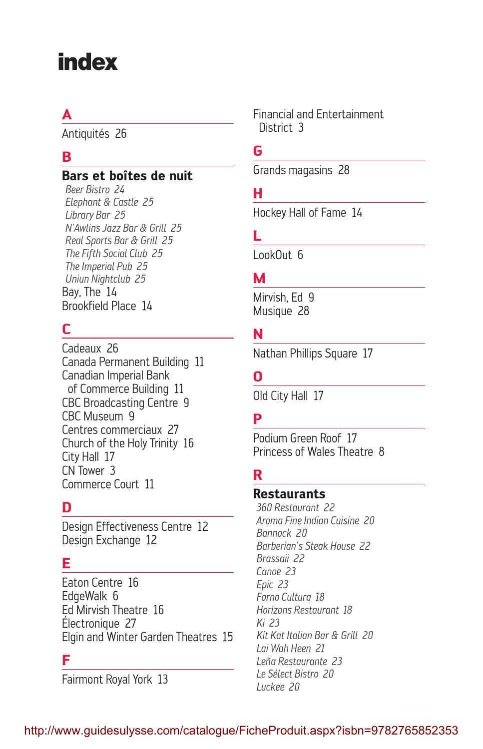# index

## A

Antiquités 26

## B

**Bars et boîtes de nuit**

*Beer Bistro 24*
*Elephant & Castle 25*
*Library Bar 25*
*N'Awlins Jazz Bar & Grill 25*
*Real Sports Bar & Grill 25*
*The Fifth Social Club 25*
*The Imperial Pub 25*
*Uniun Nightclub 25*

Bay, The 14
Brookfield Place 14

## C

Cadeaux 26
Canada Permanent Building 11
Canadian Imperial Bank of Commerce Building 11
CBC Broadcasting Centre 9
CBC Museum 9
Centres commerciaux 27
Church of the Holy Trinity 16
City Hall 17
CN Tower 3
Commerce Court 11

## D

Design Effectiveness Centre 12
Design Exchange 12

## E

Eaton Centre 16
EdgeWalk 6
Ed Mirvish Theatre 16
Électronique 27
Elgin and Winter Garden Theatres 15

## F

Fairmont Royal York 13
Financial and Entertainment District 3

## G

Grands magasins 28

## H

Hockey Hall of Fame 14

## L

LookOut 6

## M

Mirvish, Ed 9
Musique 28

## N

Nathan Phillips Square 17

## O

Old City Hall 17

## P

Podium Green Roof 17
Princess of Wales Theatre 8

## R

**Restaurants**

*360 Restaurant 22*
*Aroma Fine Indian Cuisine 20*
*Bannock 20*
*Barberian's Steak House 22*
*Brassaii 22*
*Canoe 23*
*Epic 23*
*Forno Cultura 18*
*Horizons Restaurant 18*
*Ki 23*
*Kit Kat Italian Bar & Grill 20*
*Lai Wah Heen 21*
*Leña Restaurante 23*
*Le Sélect Bistro 20*
*Luckee 20*

http://www.guidesulysse.com/catalogue/FicheProduit.aspx?isbn=9782765852353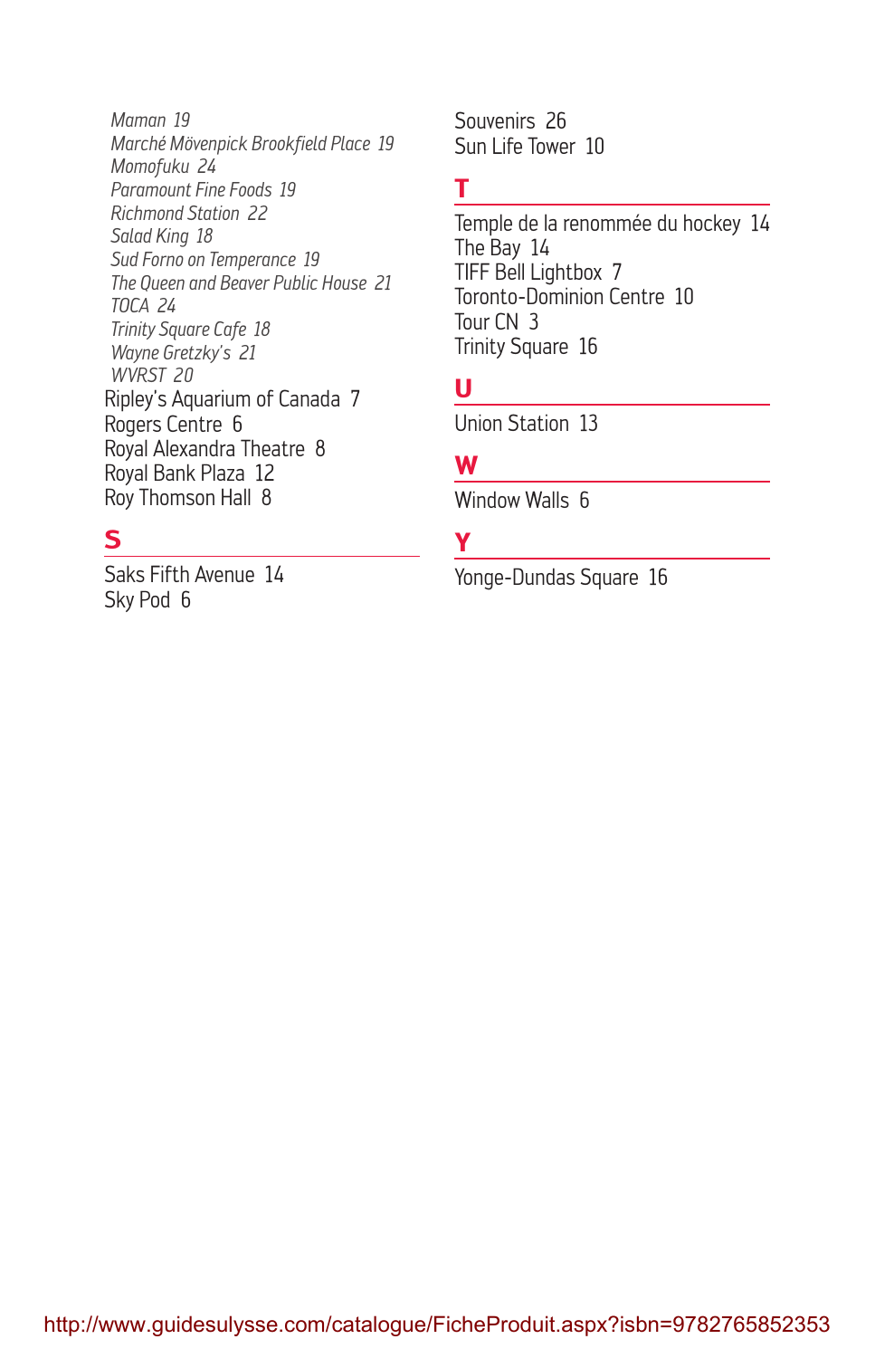*Maman 19*
*Marché Mövenpick Brookfield Place 19*
*Momofuku 24*
*Paramount Fine Foods 19*
*Richmond Station 22*
*Salad King 18*
*Sud Forno on Temperance 19*
*The Queen and Beaver Public House 21*
*TOCA 24*
*Trinity Square Cafe 18*
*Wayne Gretzky's 21*
*WVRST 20*
Ripley's Aquarium of Canada 7
Rogers Centre 6
Royal Alexandra Theatre 8
Royal Bank Plaza 12
Roy Thomson Hall 8

## S

Saks Fifth Avenue 14
Sky Pod 6
Souvenirs 26
Sun Life Tower 10

## T

Temple de la renommée du hockey 14
The Bay 14
TIFF Bell Lightbox 7
Toronto-Dominion Centre 10
Tour CN 3
Trinity Square 16

## U

Union Station 13

## W

Window Walls 6

## Y

Yonge-Dundas Square 16

http://www.guidesulysse.com/catalogue/FicheProduit.aspx?isbn=9782765852353